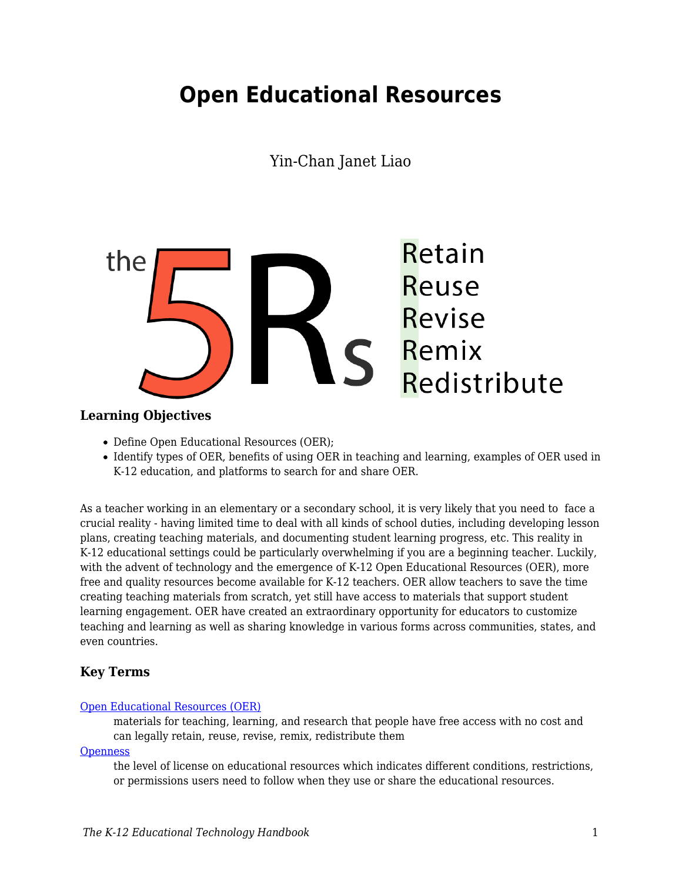# Open Educational Resources

Yin-Chan Janet Liao

the 5Rs

Retain
Reuse
Revise
Remix
Redistribute

### Learning Objectives

- Define Open Educational Resources (OER);
- Identify types of OER, benefits of using OER in teaching and learning, examples of OER used in K-12 education, and platforms to search for and share OER.

As a teacher working in an elementary or a secondary school, it is very likely that you need to face a crucial reality - having limited time to deal with all kinds of school duties, including developing lesson plans, creating teaching materials, and documenting student learning progress, etc. This reality in K-12 educational settings could be particularly overwhelming if you are a beginning teacher. Luckily, with the advent of technology and the emergence of K-12 Open Educational Resources (OER), more free and quality resources become available for K-12 teachers. OER allow teachers to save the time creating teaching materials from scratch, yet still have access to materials that support student learning engagement. OER have created an extraordinary opportunity for educators to customize teaching and learning as well as sharing knowledge in various forms across communities, states, and even countries.

### Key Terms

Open Educational Resources (OER)
: materials for teaching, learning, and research that people have free access with no cost and can legally retain, reuse, revise, remix, redistribute them

Openness
: the level of license on educational resources which indicates different conditions, restrictions, or permissions users need to follow when they use or share the educational resources.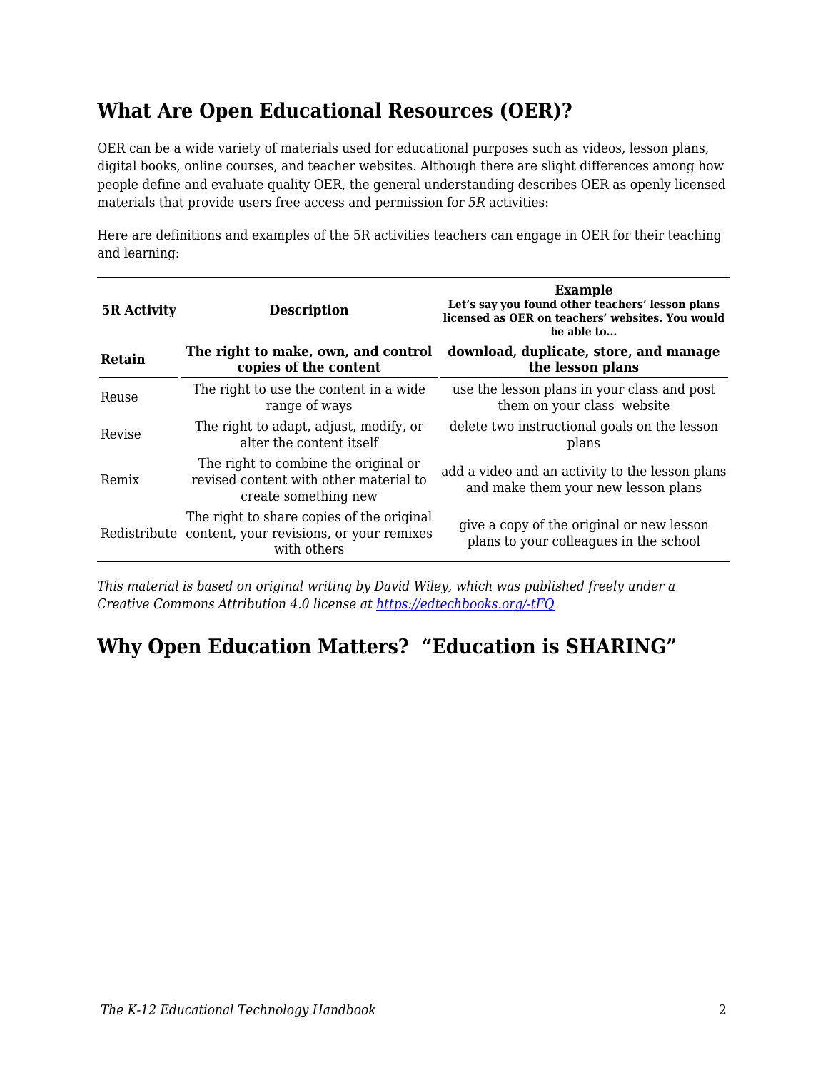## What Are Open Educational Resources (OER)?

OER can be a wide variety of materials used for educational purposes such as videos, lesson plans, digital books, online courses, and teacher websites. Although there are slight differences among how people define and evaluate quality OER, the general understanding describes OER as openly licensed materials that provide users free access and permission for *5R* activities:

Here are definitions and examples of the 5R activities teachers can engage in OER for their teaching and learning:

| 5R Activity | Description | Example<br>Let's say you found other teachers' lesson plans licensed as OER on teachers' websites. You would be able to... |
|---|---|---|
| **Retain** | **The right to make, own, and control copies of the content** | **download, duplicate, store, and manage the lesson plans** |
| Reuse | The right to use the content in a wide range of ways | use the lesson plans in your class and post them on your class website |
| Revise | The right to adapt, adjust, modify, or alter the content itself | delete two instructional goals on the lesson plans |
| Remix | The right to combine the original or revised content with other material to create something new | add a video and an activity to the lesson plans and make them your new lesson plans |
| Redistribute | The right to share copies of the original content, your revisions, or your remixes with others | give a copy of the original or new lesson plans to your colleagues in the school |

*This material is based on original writing by David Wiley, which was published freely under a Creative Commons Attribution 4.0 license at [https://edtechbooks.org/-tFQ](https://edtechbooks.org/-tFQ)*

## Why Open Education Matters? "Education is SHARING"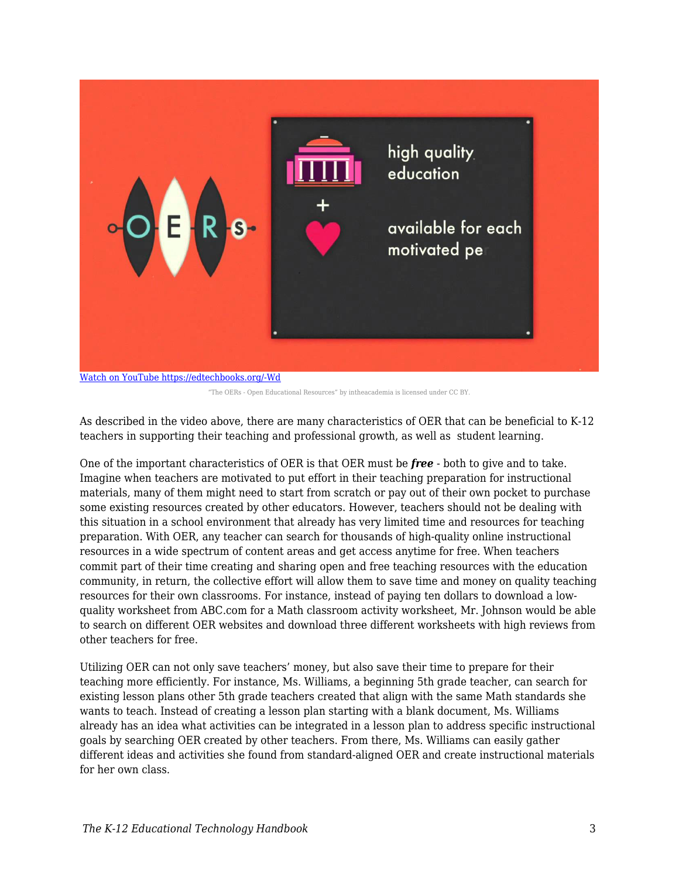[Watch on YouTube https://edtechbooks.org/-Wd](https://edtechbooks.org/-Wd)

"The OERs - Open Educational Resources" by intheacademia is licensed under CC BY.

As described in the video above, there are many characteristics of OER that can be beneficial to K-12 teachers in supporting their teaching and professional growth, as well as student learning.

One of the important characteristics of OER is that OER must be ***free*** - both to give and to take. Imagine when teachers are motivated to put effort in their teaching preparation for instructional materials, many of them might need to start from scratch or pay out of their own pocket to purchase some existing resources created by other educators. However, teachers should not be dealing with this situation in a school environment that already has very limited time and resources for teaching preparation. With OER, any teacher can search for thousands of high-quality online instructional resources in a wide spectrum of content areas and get access anytime for free. When teachers commit part of their time creating and sharing open and free teaching resources with the education community, in return, the collective effort will allow them to save time and money on quality teaching resources for their own classrooms. For instance, instead of paying ten dollars to download a low-quality worksheet from ABC.com for a Math classroom activity worksheet, Mr. Johnson would be able to search on different OER websites and download three different worksheets with high reviews from other teachers for free.

Utilizing OER can not only save teachers' money, but also save their time to prepare for their teaching more efficiently. For instance, Ms. Williams, a beginning 5th grade teacher, can search for existing lesson plans other 5th grade teachers created that align with the same Math standards she wants to teach. Instead of creating a lesson plan starting with a blank document, Ms. Williams already has an idea what activities can be integrated in a lesson plan to address specific instructional goals by searching OER created by other teachers. From there, Ms. Williams can easily gather different ideas and activities she found from standard-aligned OER and create instructional materials for her own class.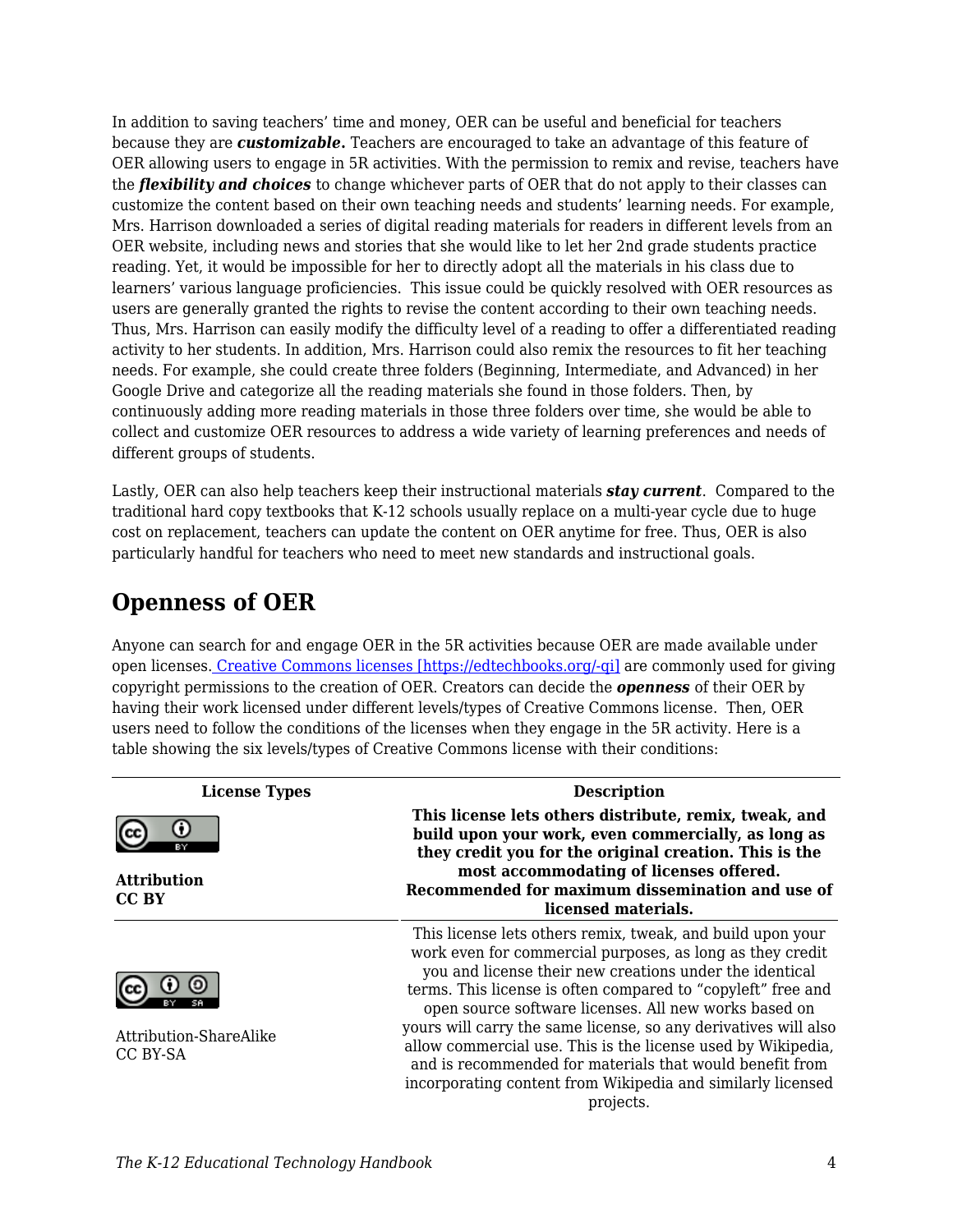In addition to saving teachers' time and money, OER can be useful and beneficial for teachers because they are ***customizable.*** Teachers are encouraged to take an advantage of this feature of OER allowing users to engage in 5R activities. With the permission to remix and revise, teachers have the ***flexibility and choices*** to change whichever parts of OER that do not apply to their classes can customize the content based on their own teaching needs and students' learning needs. For example, Mrs. Harrison downloaded a series of digital reading materials for readers in different levels from an OER website, including news and stories that she would like to let her 2nd grade students practice reading. Yet, it would be impossible for her to directly adopt all the materials in his class due to learners' various language proficiencies. This issue could be quickly resolved with OER resources as users are generally granted the rights to revise the content according to their own teaching needs. Thus, Mrs. Harrison can easily modify the difficulty level of a reading to offer a differentiated reading activity to her students. In addition, Mrs. Harrison could also remix the resources to fit her teaching needs. For example, she could create three folders (Beginning, Intermediate, and Advanced) in her Google Drive and categorize all the reading materials she found in those folders. Then, by continuously adding more reading materials in those three folders over time, she would be able to collect and customize OER resources to address a wide variety of learning preferences and needs of different groups of students.

Lastly, OER can also help teachers keep their instructional materials ***stay current***. Compared to the traditional hard copy textbooks that K-12 schools usually replace on a multi-year cycle due to huge cost on replacement, teachers can update the content on OER anytime for free. Thus, OER is also particularly handful for teachers who need to meet new standards and instructional goals.

## Openness of OER

Anyone can search for and engage OER in the 5R activities because OER are made available under open licenses. Creative Commons licenses [https://edtechbooks.org/-qi] are commonly used for giving copyright permissions to the creation of OER. Creators can decide the ***openness*** of their OER by having their work licensed under different levels/types of Creative Commons license. Then, OER users need to follow the conditions of the licenses when they engage in the 5R activity. Here is a table showing the six levels/types of Creative Commons license with their conditions:

| License Types | Description |
|---|---|
| **Attribution CC BY** | **This license lets others distribute, remix, tweak, and build upon your work, even commercially, as long as they credit you for the original creation. This is the most accommodating of licenses offered. Recommended for maximum dissemination and use of licensed materials.** |
| Attribution-ShareAlike CC BY-SA | This license lets others remix, tweak, and build upon your work even for commercial purposes, as long as they credit you and license their new creations under the identical terms. This license is often compared to "copyleft" free and open source software licenses. All new works based on yours will carry the same license, so any derivatives will also allow commercial use. This is the license used by Wikipedia, and is recommended for materials that would benefit from incorporating content from Wikipedia and similarly licensed projects. |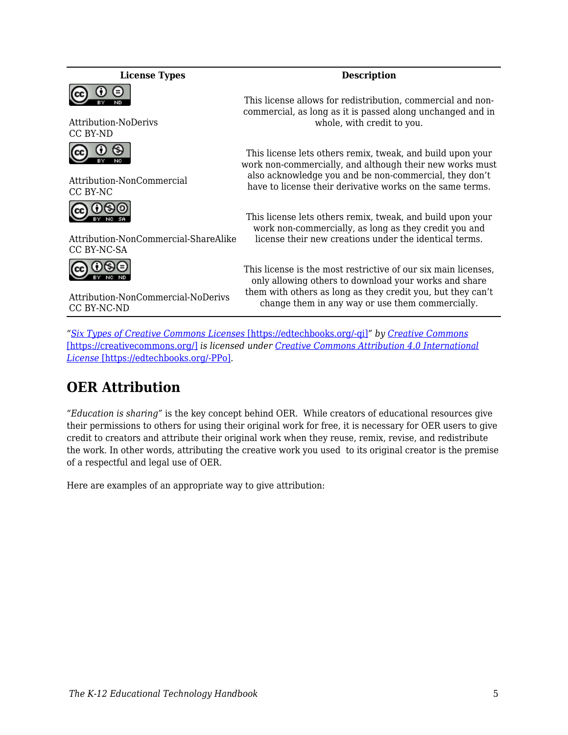| License Types | Description |
| --- | --- |
| Attribution-NoDerivs<br>CC BY-ND | This license allows for redistribution, commercial and non-commercial, as long as it is passed along unchanged and in whole, with credit to you. |
| Attribution-NonCommercial<br>CC BY-NC | This license lets others remix, tweak, and build upon your work non-commercially, and although their new works must also acknowledge you and be non-commercial, they don't have to license their derivative works on the same terms. |
| Attribution-NonCommercial-ShareAlike<br>CC BY-NC-SA | This license lets others remix, tweak, and build upon your work non-commercially, as long as they credit you and license their new creations under the identical terms. |
| Attribution-NonCommercial-NoDerivs<br>CC BY-NC-ND | This license is the most restrictive of our six main licenses, only allowing others to download your works and share them with others as long as they credit you, but they can't change them in any way or use them commercially. |

*"Six Types of Creative Commons Licenses [https://edtechbooks.org/-qi]" by Creative Commons [https://creativecommons.org/] is licensed under Creative Commons Attribution 4.0 International License [https://edtechbooks.org/-PPo].*

## OER Attribution

*"Education is sharing"* is the key concept behind OER. While creators of educational resources give their permissions to others for using their original work for free, it is necessary for OER users to give credit to creators and attribute their original work when they reuse, remix, revise, and redistribute the work. In other words, attributing the creative work you used to its original creator is the premise of a respectful and legal use of OER.

Here are examples of an appropriate way to give attribution: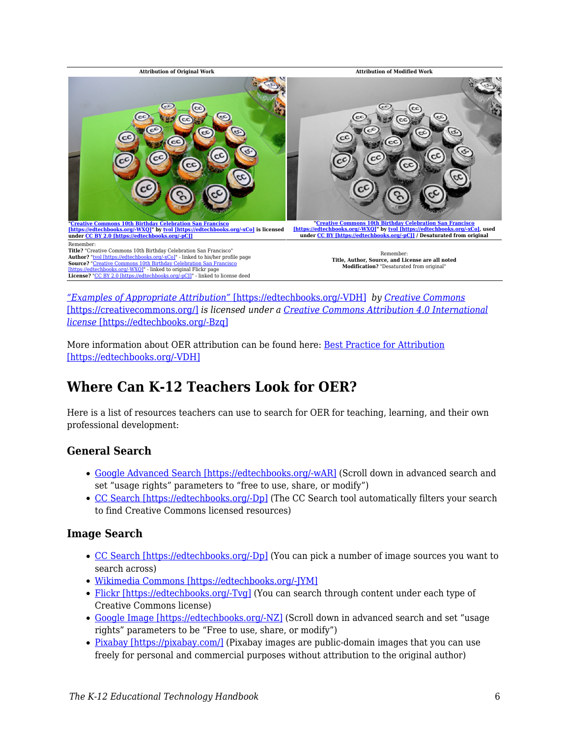| Attribution of Original Work | Attribution of Modified Work |
| --- | --- |
| "Creative Commons 10th Birthday Celebration San Francisco [https://edtechbooks.org/-WXQ]" by tvol [https://edtechbooks.org/-xCo] is licensed under CC BY 2.0 [https://edtechbooks.org/-pCJ] | "Creative Commons 10th Birthday Celebration San Francisco [https://edtechbooks.org/-WXQ]" by tvol [https://edtechbooks.org/-xCo], used under CC BY [https://edtechbooks.org/-pCJ] / Desaturated from original |
| Remember: **Title?** "Creative Commons 10th Birthday Celebration San Francisco" **Author?** "tvol [https://edtechbooks.org/-xCo]" - linked to his/her profile page **Source?** "Creative Commons 10th Birthday Celebration San Francisco [https://edtechbooks.org/-WXQ]" - linked to original Flickr page **License?** "CC BY 2.0 [https://edtechbooks.org/-pCJ]" - linked to license deed | Remember: **Title, Author, Source, and License are all noted** **Modification?** "Desaturated from original" |

*"Examples of Appropriate Attribution" [https://edtechbooks.org/-VDH] by Creative Commons [https://creativecommons.org/] is licensed under a Creative Commons Attribution 4.0 International license [https://edtechbooks.org/-Bzq]*

More information about OER attribution can be found here: Best Practice for Attribution [https://edtechbooks.org/-VDH]

## Where Can K-12 Teachers Look for OER?

Here is a list of resources teachers can use to search for OER for teaching, learning, and their own professional development:

### General Search

- Google Advanced Search [https://edtechbooks.org/-wAR] (Scroll down in advanced search and set "usage rights" parameters to "free to use, share, or modify")
- CC Search [https://edtechbooks.org/-Dp] (The CC Search tool automatically filters your search to find Creative Commons licensed resources)

### Image Search

- CC Search [https://edtechbooks.org/-Dp] (You can pick a number of image sources you want to search across)
- Wikimedia Commons [https://edtechbooks.org/-JYM]
- Flickr [https://edtechbooks.org/-Tvg] (You can search through content under each type of Creative Commons license)
- Google Image [https://edtechbooks.org/-NZ] (Scroll down in advanced search and set "usage rights" parameters to be "Free to use, share, or modify")
- Pixabay [https://pixabay.com/] (Pixabay images are public-domain images that you can use freely for personal and commercial purposes without attribution to the original author)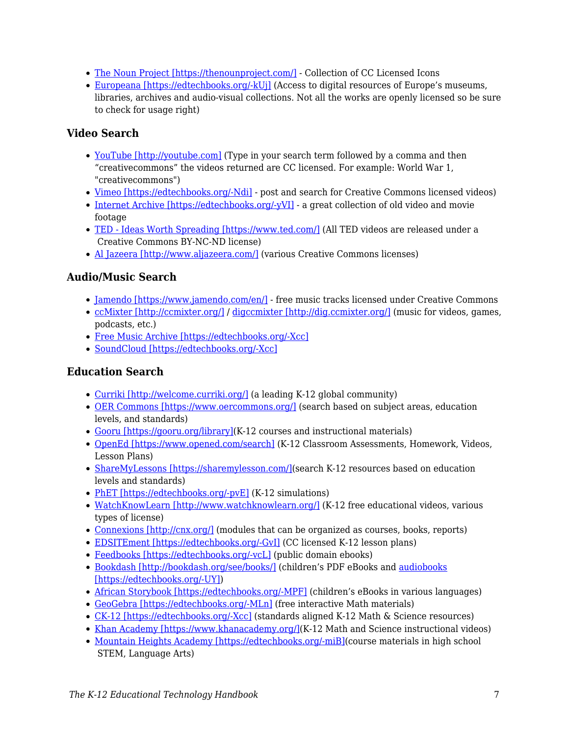- The Noun Project [https://thenounproject.com/] - Collection of CC Licensed Icons
- Europeana [https://edtechbooks.org/-kUj] (Access to digital resources of Europe's museums, libraries, archives and audio-visual collections. Not all the works are openly licensed so be sure to check for usage right)

### Video Search

- YouTube [http://youtube.com] (Type in your search term followed by a comma and then "creativecommons" the videos returned are CC licensed. For example: World War 1, "creativecommons")
- Vimeo [https://edtechbooks.org/-Ndi] - post and search for Creative Commons licensed videos)
- Internet Archive [https://edtechbooks.org/-yVI] - a great collection of old video and movie footage
- TED - Ideas Worth Spreading [https://www.ted.com/] (All TED videos are released under a Creative Commons BY-NC-ND license)
- Al Jazeera [http://www.aljazeera.com/] (various Creative Commons licenses)

### Audio/Music Search

- Jamendo [https://www.jamendo.com/en/] - free music tracks licensed under Creative Commons
- ccMixter [http://ccmixter.org/] / digccmixter [http://dig.ccmixter.org/] (music for videos, games, podcasts, etc.)
- Free Music Archive [https://edtechbooks.org/-Xcc]
- SoundCloud [https://edtechbooks.org/-Xcc]

### Education Search

- Curriki [http://welcome.curriki.org/] (a leading K-12 global community)
- OER Commons [https://www.oercommons.org/] (search based on subject areas, education levels, and standards)
- Gooru [https://gooru.org/library](K-12 courses and instructional materials)
- OpenEd [https://www.opened.com/search] (K-12 Classroom Assessments, Homework, Videos, Lesson Plans)
- ShareMyLessons [https://sharemylesson.com/](search K-12 resources based on education levels and standards)
- PhET [https://edtechbooks.org/-pvE] (K-12 simulations)
- WatchKnowLearn [http://www.watchknowlearn.org/] (K-12 free educational videos, various types of license)
- Connexions [http://cnx.org/] (modules that can be organized as courses, books, reports)
- EDSITEment [https://edtechbooks.org/-GvI] (CC licensed K-12 lesson plans)
- Feedbooks [https://edtechbooks.org/-vcL] (public domain ebooks)
- Bookdash [http://bookdash.org/see/books/] (children's PDF eBooks and audiobooks [https://edtechbooks.org/-UY])
- African Storybook [https://edtechbooks.org/-MPF] (children's eBooks in various languages)
- GeoGebra [https://edtechbooks.org/-MLn] (free interactive Math materials)
- CK-12 [https://edtechbooks.org/-Xcc] (standards aligned K-12 Math & Science resources)
- Khan Academy [https://www.khanacademy.org/](K-12 Math and Science instructional videos)
- Mountain Heights Academy [https://edtechbooks.org/-miB](course materials in high school STEM, Language Arts)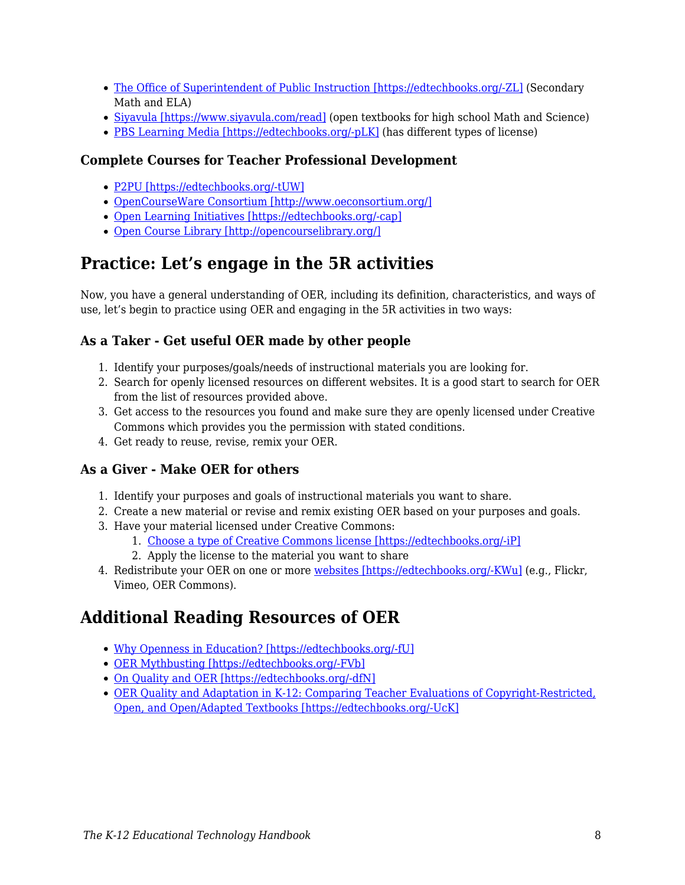- The Office of Superintendent of Public Instruction [https://edtechbooks.org/-ZL] (Secondary Math and ELA)
- Siyavula [https://www.siyavula.com/read] (open textbooks for high school Math and Science)
- PBS Learning Media [https://edtechbooks.org/-pLK] (has different types of license)

### Complete Courses for Teacher Professional Development

- P2PU [https://edtechbooks.org/-tUW]
- OpenCourseWare Consortium [http://www.oeconsortium.org/]
- Open Learning Initiatives [https://edtechbooks.org/-cap]
- Open Course Library [http://opencourselibrary.org/]

## Practice: Let's engage in the 5R activities

Now, you have a general understanding of OER, including its definition, characteristics, and ways of use, let's begin to practice using OER and engaging in the 5R activities in two ways:

### As a Taker - Get useful OER made by other people

1. Identify your purposes/goals/needs of instructional materials you are looking for.
2. Search for openly licensed resources on different websites. It is a good start to search for OER from the list of resources provided above.
3. Get access to the resources you found and make sure they are openly licensed under Creative Commons which provides you the permission with stated conditions.
4. Get ready to reuse, revise, remix your OER.

### As a Giver - Make OER for others

1. Identify your purposes and goals of instructional materials you want to share.
2. Create a new material or revise and remix existing OER based on your purposes and goals.
3. Have your material licensed under Creative Commons:
    1. Choose a type of Creative Commons license [https://edtechbooks.org/-iP]
    2. Apply the license to the material you want to share
4. Redistribute your OER on one or more websites [https://edtechbooks.org/-KWu] (e.g., Flickr, Vimeo, OER Commons).

## Additional Reading Resources of OER

- Why Openness in Education? [https://edtechbooks.org/-fU]
- OER Mythbusting [https://edtechbooks.org/-FVb]
- On Quality and OER [https://edtechbooks.org/-dfN]
- OER Quality and Adaptation in K-12: Comparing Teacher Evaluations of Copyright-Restricted, Open, and Open/Adapted Textbooks [https://edtechbooks.org/-UcK]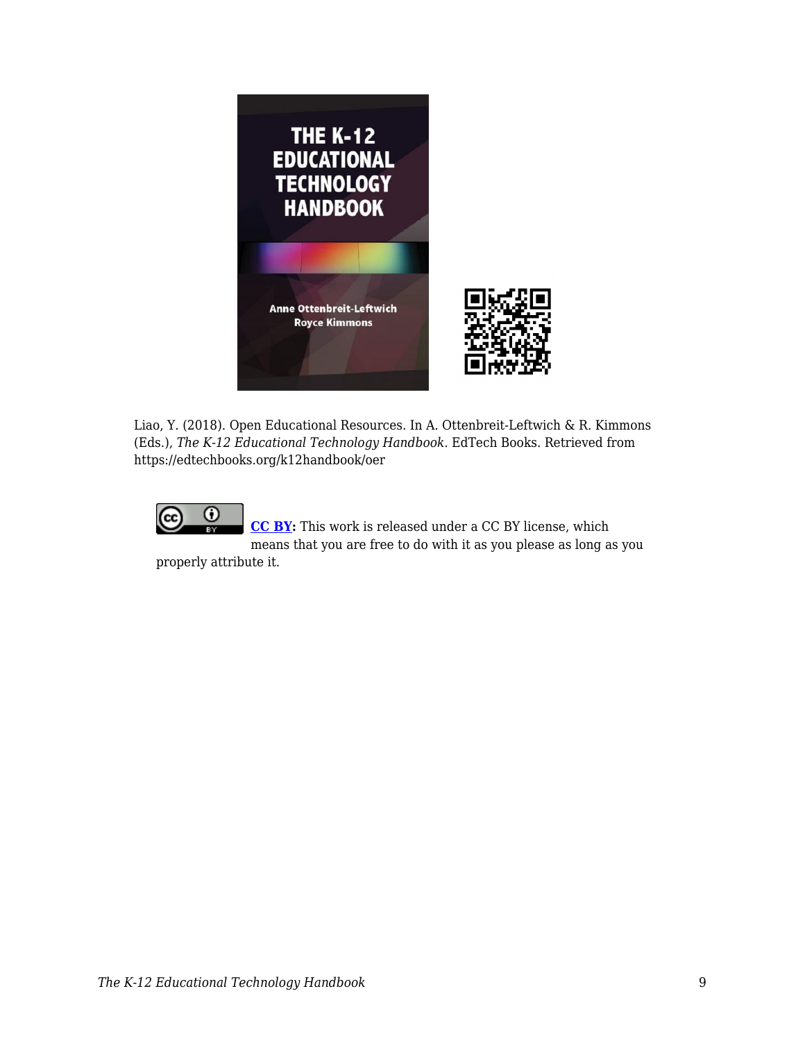Liao, Y. (2018). Open Educational Resources. In A. Ottenbreit-Leftwich & R. Kimmons (Eds.), *The K-12 Educational Technology Handbook*. EdTech Books. Retrieved from https://edtechbooks.org/k12handbook/oer

**CC BY:** This work is released under a CC BY license, which means that you are free to do with it as you please as long as you properly attribute it.